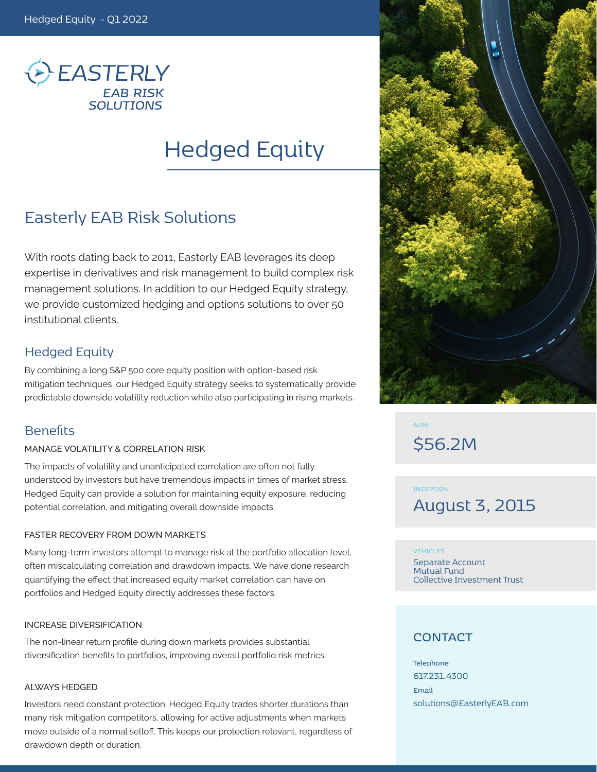# Hedged Equity

EASTERLY
EAB RISK SOLUTIONS

## Easterly EAB Risk Solutions

With roots dating back to 2011, Easterly EAB leverages its deep expertise in derivatives and risk management to build complex risk management solutions. In addition to our Hedged Equity strategy, we provide customized hedging and options solutions to over 50 institutional clients.

## Hedged Equity

By combining a long S&P 500 core equity position with option-based risk mitigation techniques, our Hedged Equity strategy seeks to systematically provide predictable downside volatility reduction while also participating in rising markets.

## Benefits

### MANAGE VOLATILITY & CORRELATION RISK

The impacts of volatility and unanticipated correlation are often not fully understood by investors but have tremendous impacts in times of market stress. Hedged Equity can provide a solution for maintaining equity exposure, reducing potential correlation, and mitigating overall downside impacts.

### FASTER RECOVERY FROM DOWN MARKETS

Many long-term investors attempt to manage risk at the portfolio allocation level, often miscalculating correlation and drawdown impacts. We have done research quantifying the effect that increased equity market correlation can have on portfolios and Hedged Equity directly addresses these factors.

### INCREASE DIVERSIFICATION

The non-linear return profile during down markets provides substantial diversification benefits to portfolios, improving overall portfolio risk metrics.

### ALWAYS HEDGED

Investors need constant protection. Hedged Equity trades shorter durations than many risk mitigation competitors, allowing for active adjustments when markets move outside of a normal selloff. This keeps our protection relevant, regardless of drawdown depth or duration.

AUM

$56.2M

INCEPTION

August 3, 2015

VEHICLES

Separate Account
Mutual Fund
Collective Investment Trust

## CONTACT

Telephone
617.231.4300

Email
solutions@EasterlyEAB.com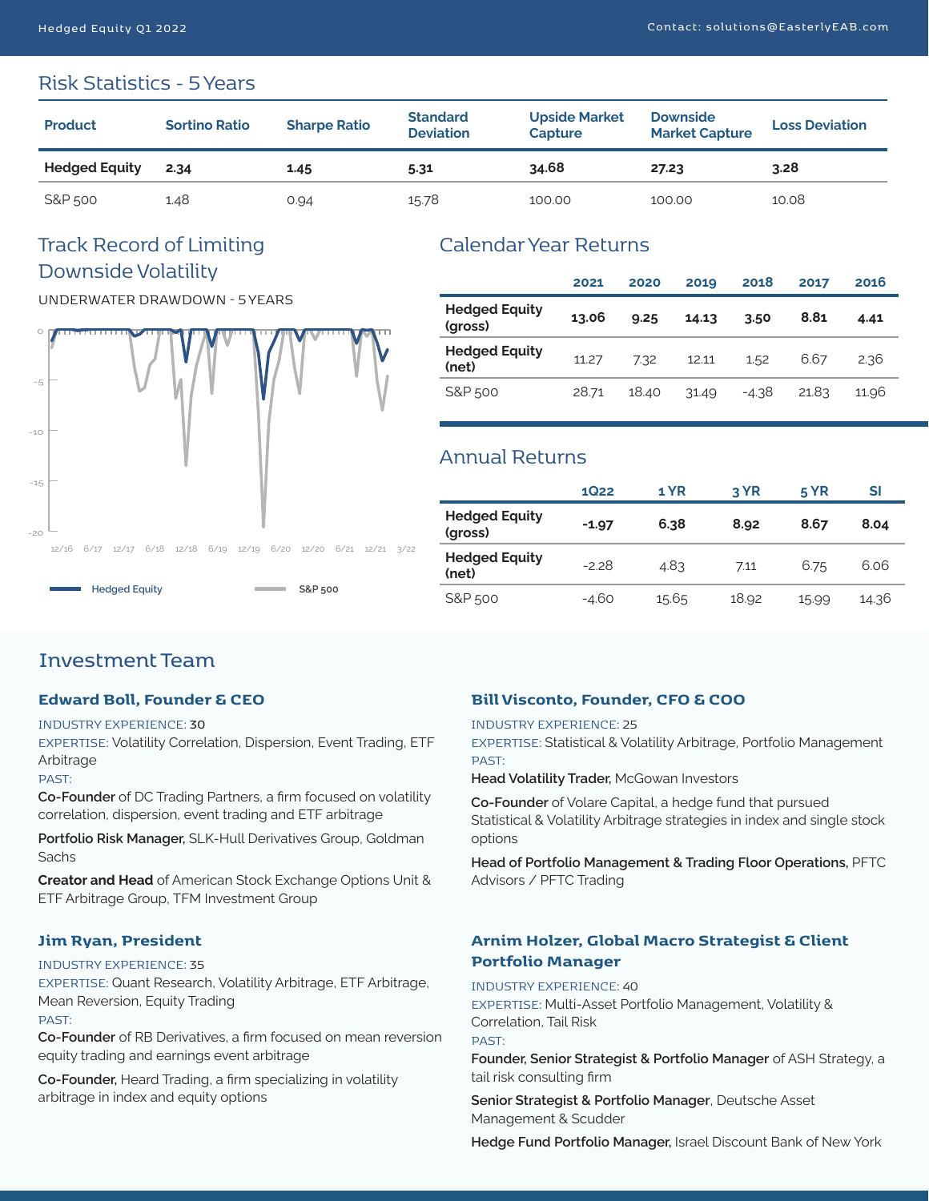## Risk Statistics - 5 Years

| Product | Sortino Ratio | Sharpe Ratio | Standard Deviation | Upside Market Capture | Downside Market Capture | Loss Deviation |
|---|---|---|---|---|---|---|
| **Hedged Equity** | **2.34** | **1.45** | **5.31** | **34.68** | **27.23** | **3.28** |
| S&P 500 | 1.48 | 0.94 | 15.78 | 100.00 | 100.00 | 10.08 |

## Track Record of Limiting Downside Volatility

UNDERWATER DRAWDOWN - 5 YEARS

0, -5, -10, -15, -20

12/16, 6/17, 12/17, 6/18, 12/18, 6/19, 12/19, 6/20, 12/20, 6/21, 12/21, 3/22

Hedged Equity — S&P 500

## Calendar Year Returns

| | 2021 | 2020 | 2019 | 2018 | 2017 | 2016 |
|---|---|---|---|---|---|---|
| **Hedged Equity (gross)** | **13.06** | **9.25** | **14.13** | **3.50** | **8.81** | **4.41** |
| **Hedged Equity (net)** | 11.27 | 7.32 | 12.11 | 1.52 | 6.67 | 2.36 |
| S&P 500 | 28.71 | 18.40 | 31.49 | -4.38 | 21.83 | 11.96 |

## Annual Returns

| | 1Q22 | 1 YR | 3 YR | 5 YR | SI |
|---|---|---|---|---|---|
| **Hedged Equity (gross)** | **-1.97** | **6.38** | **8.92** | **8.67** | **8.04** |
| **Hedged Equity (net)** | -2.28 | 4.83 | 7.11 | 6.75 | 6.06 |
| S&P 500 | -4.60 | 15.65 | 18.92 | 15.99 | 14.36 |

## Investment Team

### Edward Boll, Founder & CEO

INDUSTRY EXPERIENCE: 30

EXPERTISE: Volatility Correlation, Dispersion, Event Trading, ETF Arbitrage

PAST:

**Co-Founder** of DC Trading Partners, a firm focused on volatility correlation, dispersion, event trading and ETF arbitrage

**Portfolio Risk Manager,** SLK-Hull Derivatives Group, Goldman Sachs

**Creator and Head** of American Stock Exchange Options Unit & ETF Arbitrage Group, TFM Investment Group

### Jim Ryan, President

INDUSTRY EXPERIENCE: 35

EXPERTISE: Quant Research, Volatility Arbitrage, ETF Arbitrage, Mean Reversion, Equity Trading

PAST:

**Co-Founder** of RB Derivatives, a firm focused on mean reversion equity trading and earnings event arbitrage

**Co-Founder,** Heard Trading, a firm specializing in volatility arbitrage in index and equity options

### Bill Visconto, Founder, CFO & COO

INDUSTRY EXPERIENCE: 25

EXPERTISE: Statistical & Volatility Arbitrage, Portfolio Management

PAST:

**Head Volatility Trader,** McGowan Investors

**Co-Founder** of Volare Capital, a hedge fund that pursued Statistical & Volatility Arbitrage strategies in index and single stock options

**Head of Portfolio Management & Trading Floor Operations,** PFTC Advisors / PFTC Trading

### Arnim Holzer, Global Macro Strategist & Client Portfolio Manager

INDUSTRY EXPERIENCE: 40

EXPERTISE: Multi-Asset Portfolio Management, Volatility & Correlation, Tail Risk

PAST:

**Founder, Senior Strategist & Portfolio Manager** of ASH Strategy, a tail risk consulting firm

**Senior Strategist & Portfolio Manager**, Deutsche Asset Management & Scudder

**Hedge Fund Portfolio Manager,** Israel Discount Bank of New York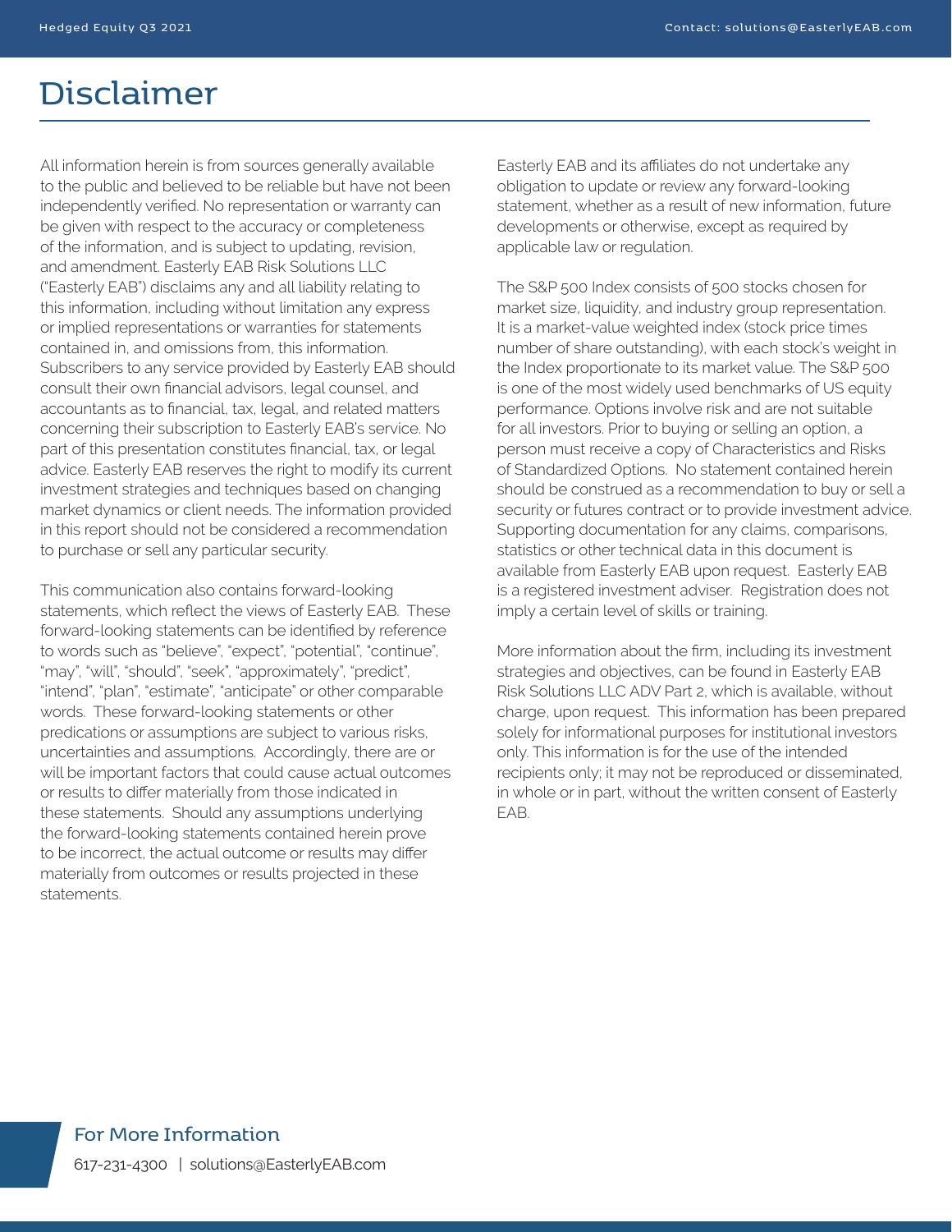# Disclaimer

All information herein is from sources generally available to the public and believed to be reliable but have not been independently verified. No representation or warranty can be given with respect to the accuracy or completeness of the information, and is subject to updating, revision, and amendment. Easterly EAB Risk Solutions LLC ("Easterly EAB") disclaims any and all liability relating to this information, including without limitation any express or implied representations or warranties for statements contained in, and omissions from, this information. Subscribers to any service provided by Easterly EAB should consult their own financial advisors, legal counsel, and accountants as to financial, tax, legal, and related matters concerning their subscription to Easterly EAB's service. No part of this presentation constitutes financial, tax, or legal advice. Easterly EAB reserves the right to modify its current investment strategies and techniques based on changing market dynamics or client needs. The information provided in this report should not be considered a recommendation to purchase or sell any particular security.

This communication also contains forward-looking statements, which reflect the views of Easterly EAB. These forward-looking statements can be identified by reference to words such as "believe", "expect", "potential", "continue", "may", "will", "should", "seek", "approximately", "predict", "intend", "plan", "estimate", "anticipate" or other comparable words. These forward-looking statements or other predications or assumptions are subject to various risks, uncertainties and assumptions. Accordingly, there are or will be important factors that could cause actual outcomes or results to differ materially from those indicated in these statements. Should any assumptions underlying the forward-looking statements contained herein prove to be incorrect, the actual outcome or results may differ materially from outcomes or results projected in these statements.

Easterly EAB and its affiliates do not undertake any obligation to update or review any forward-looking statement, whether as a result of new information, future developments or otherwise, except as required by applicable law or regulation.

The S&P 500 Index consists of 500 stocks chosen for market size, liquidity, and industry group representation. It is a market-value weighted index (stock price times number of share outstanding), with each stock's weight in the Index proportionate to its market value. The S&P 500 is one of the most widely used benchmarks of US equity performance. Options involve risk and are not suitable for all investors. Prior to buying or selling an option, a person must receive a copy of Characteristics and Risks of Standardized Options. No statement contained herein should be construed as a recommendation to buy or sell a security or futures contract or to provide investment advice. Supporting documentation for any claims, comparisons, statistics or other technical data in this document is available from Easterly EAB upon request. Easterly EAB is a registered investment adviser. Registration does not imply a certain level of skills or training.

More information about the firm, including its investment strategies and objectives, can be found in Easterly EAB Risk Solutions LLC ADV Part 2, which is available, without charge, upon request. This information has been prepared solely for informational purposes for institutional investors only. This information is for the use of the intended recipients only; it may not be reproduced or disseminated, in whole or in part, without the written consent of Easterly EAB.

## For More Information

617-231-4300 | solutions@EasterlyEAB.com